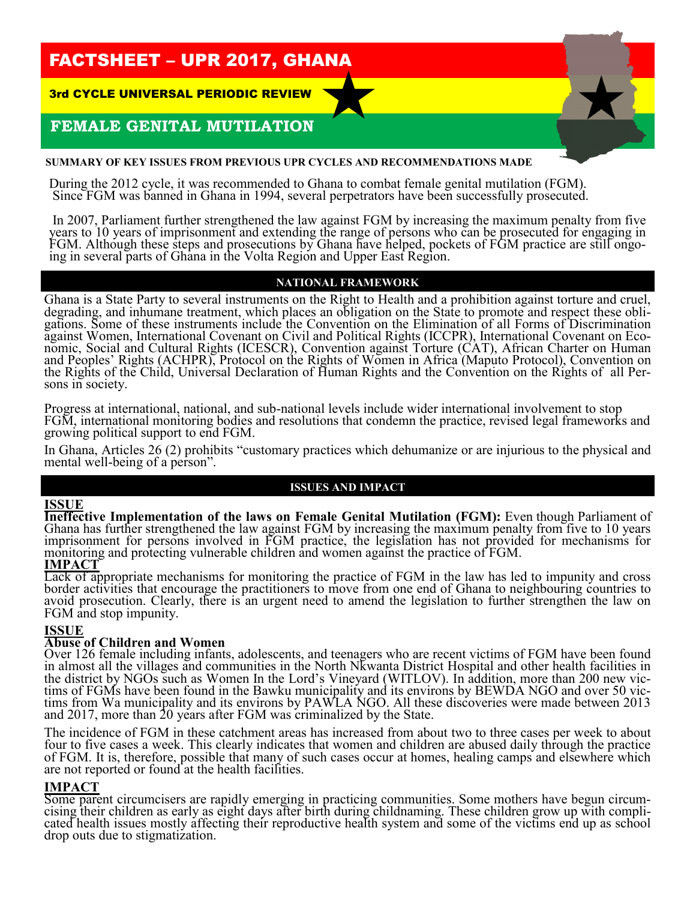# FACTSHEET – UPR 2017, GHANA

### 3rd CYCLE UNIVERSAL PERIODIC REVIEW

## FEMALE GENITAL MUTILATION

**SUMMARY OF KEY ISSUES FROM PREVIOUS UPR CYCLES AND RECOMMENDATIONS MADE**

During the 2012 cycle, it was recommended to Ghana to combat female genital mutilation (FGM). Since FGM was banned in Ghana in 1994, several perpetrators have been successfully prosecuted.

In 2007, Parliament further strengthened the law against FGM by increasing the maximum penalty from five years to 10 years of imprisonment and extending the range of persons who can be prosecuted for engaging in FGM. Although these steps and prosecutions by Ghana have helped, pockets of FGM practice are still ongoing in several parts of Ghana in the Volta Region and Upper East Region.

## NATIONAL FRAMEWORK

Ghana is a State Party to several instruments on the Right to Health and a prohibition against torture and cruel, degrading, and inhumane treatment, which places an obligation on the State to promote and respect these obligations. Some of these instruments include the Convention on the Elimination of all Forms of Discrimination against Women, International Covenant on Civil and Political Rights (ICCPR), International Covenant on Economic, Social and Cultural Rights (ICESCR), Convention against Torture (CAT), African Charter on Human and Peoples' Rights (ACHPR), Protocol on the Rights of Women in Africa (Maputo Protocol), Convention on the Rights of the Child, Universal Declaration of Human Rights and the Convention on the Rights of all Persons in society.

Progress at international, national, and sub-national levels include wider international involvement to stop FGM, international monitoring bodies and resolutions that condemn the practice, revised legal frameworks and growing political support to end FGM.

In Ghana, Articles 26 (2) prohibits "customary practices which dehumanize or are injurious to the physical and mental well-being of a person".

## ISSUES AND IMPACT

**ISSUE**

**Ineffective Implementation of the laws on Female Genital Mutilation (FGM):** Even though Parliament of Ghana has further strengthened the law against FGM by increasing the maximum penalty from five to 10 years imprisonment for persons involved in FGM practice, the legislation has not provided for mechanisms for monitoring and protecting vulnerable children and women against the practice of FGM.

**IMPACT**

Lack of appropriate mechanisms for monitoring the practice of FGM in the law has led to impunity and cross border activities that encourage the practitioners to move from one end of Ghana to neighbouring countries to avoid prosecution. Clearly, there is an urgent need to amend the legislation to further strengthen the law on FGM and stop impunity.

**ISSUE**

**Abuse of Children and Women**

Over 126 female including infants, adolescents, and teenagers who are recent victims of FGM have been found in almost all the villages and communities in the North Nkwanta District Hospital and other health facilities in the district by NGOs such as Women In the Lord's Vineyard (WITLOV). In addition, more than 200 new victims of FGMs have been found in the Bawku municipality and its environs by BEWDA NGO and over 50 victims from Wa municipality and its environs by PAWLA NGO. All these discoveries were made between 2013 and 2017, more than 20 years after FGM was criminalized by the State.

The incidence of FGM in these catchment areas has increased from about two to three cases per week to about four to five cases a week. This clearly indicates that women and children are abused daily through the practice of FGM. It is, therefore, possible that many of such cases occur at homes, healing camps and elsewhere which are not reported or found at the health facilities.

**IMPACT**

Some parent circumcisers are rapidly emerging in practicing communities. Some mothers have begun circumcising their children as early as eight days after birth during childnaming. These children grow up with complicated health issues mostly affecting their reproductive health system and some of the victims end up as school drop outs due to stigmatization.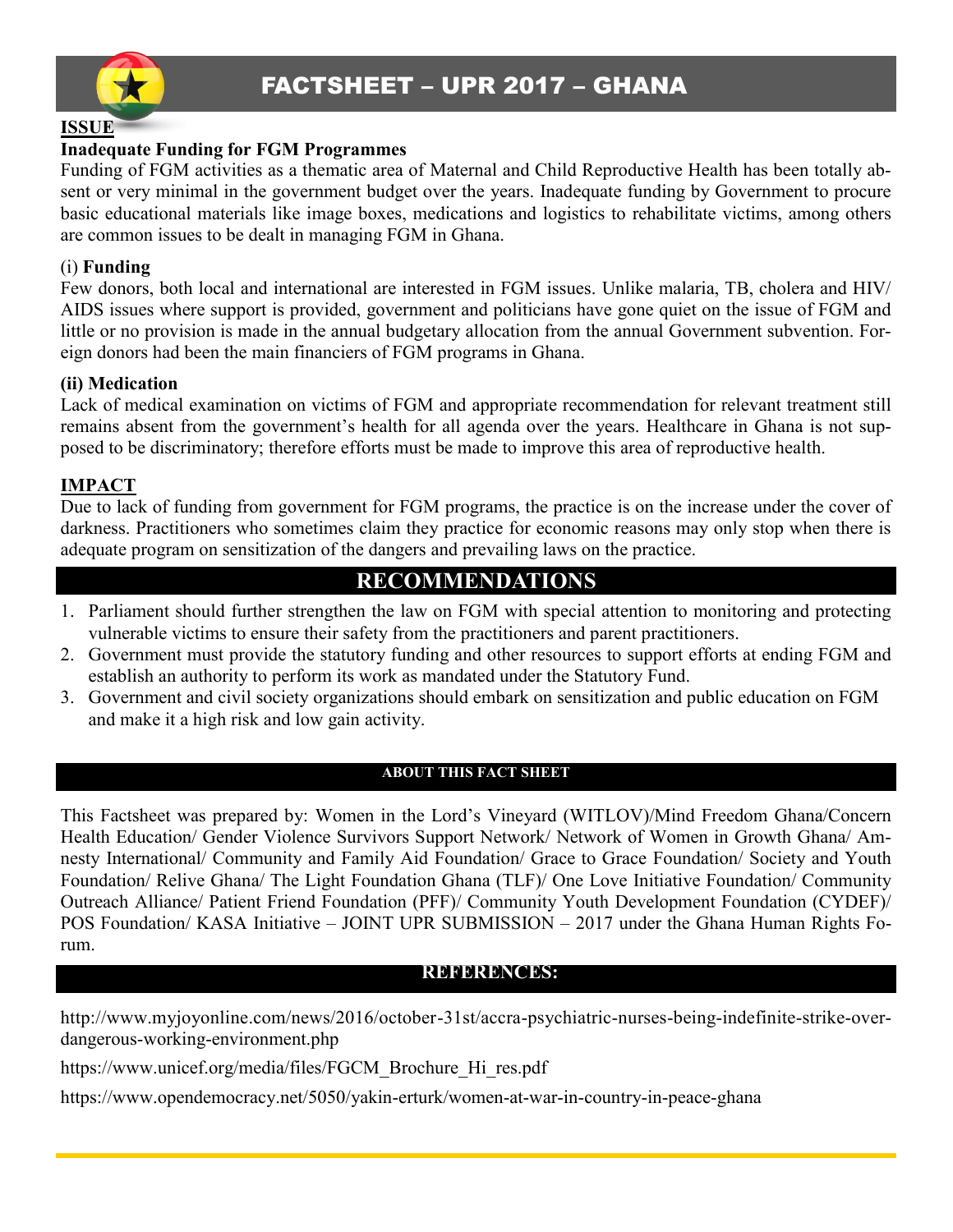# FACTSHEET – UPR 2017 – GHANA

**ISSUE**

**Inadequate Funding for FGM Programmes**

Funding of FGM activities as a thematic area of Maternal and Child Reproductive Health has been totally absent or very minimal in the government budget over the years. Inadequate funding by Government to procure basic educational materials like image boxes, medications and logistics to rehabilitate victims, among others are common issues to be dealt in managing FGM in Ghana.

(i) **Funding**

Few donors, both local and international are interested in FGM issues. Unlike malaria, TB, cholera and HIV/AIDS issues where support is provided, government and politicians have gone quiet on the issue of FGM and little or no provision is made in the annual budgetary allocation from the annual Government subvention. Foreign donors had been the main financiers of FGM programs in Ghana.

**(ii) Medication**

Lack of medical examination on victims of FGM and appropriate recommendation for relevant treatment still remains absent from the government's health for all agenda over the years. Healthcare in Ghana is not supposed to be discriminatory; therefore efforts must be made to improve this area of reproductive health.

**IMPACT**

Due to lack of funding from government for FGM programs, the practice is on the increase under the cover of darkness. Practitioners who sometimes claim they practice for economic reasons may only stop when there is adequate program on sensitization of the dangers and prevailing laws on the practice.

## RECOMMENDATIONS

1. Parliament should further strengthen the law on FGM with special attention to monitoring and protecting vulnerable victims to ensure their safety from the practitioners and parent practitioners.
2. Government must provide the statutory funding and other resources to support efforts at ending FGM and establish an authority to perform its work as mandated under the Statutory Fund.
3. Government and civil society organizations should embark on sensitization and public education on FGM and make it a high risk and low gain activity.

### ABOUT THIS FACT SHEET

This Factsheet was prepared by: Women in the Lord's Vineyard (WITLOV)/Mind Freedom Ghana/Concern Health Education/ Gender Violence Survivors Support Network/ Network of Women in Growth Ghana/ Amnesty International/ Community and Family Aid Foundation/ Grace to Grace Foundation/ Society and Youth Foundation/ Relive Ghana/ The Light Foundation Ghana (TLF)/ One Love Initiative Foundation/ Community Outreach Alliance/ Patient Friend Foundation (PFF)/ Community Youth Development Foundation (CYDEF)/ POS Foundation/ KASA Initiative – JOINT UPR SUBMISSION – 2017 under the Ghana Human Rights Forum.

### REFERENCES:

http://www.myjoyonline.com/news/2016/october-31st/accra-psychiatric-nurses-being-indefinite-strike-over-dangerous-working-environment.php

https://www.unicef.org/media/files/FGCM_Brochure_Hi_res.pdf

https://www.opendemocracy.net/5050/yakin-erturk/women-at-war-in-country-in-peace-ghana